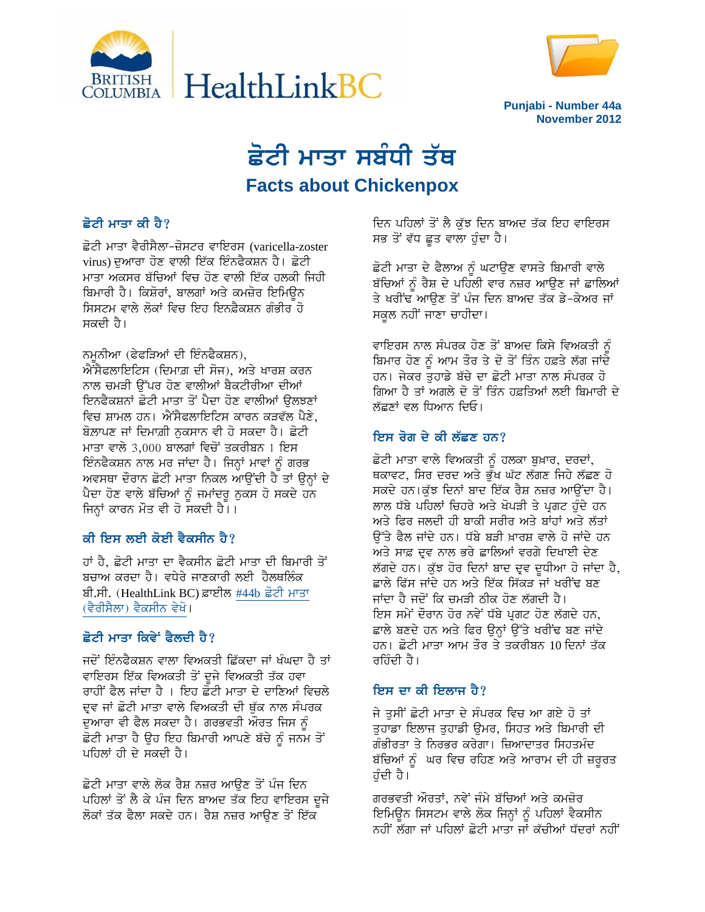Punjabi - Number 44a
November 2012

# ਛੋਟੀ ਮਾਤਾ ਸਬੰਧੀ ਤੱਥ
## Facts about Chickenpox

### ਛੋਟੀ ਮਾਤਾ ਕੀ ਹੈ?

ਛੋਟੀ ਮਾਤਾ ਵੈਰੀਸੈਲਾ-ਜ਼ੋਸਟਰ ਵਾਇਰਸ (varicella-zoster virus) ਦੁਆਰਾ ਹੋਣ ਵਾਲੀ ਇੱਕ ਇੰਨਫੈਕਸ਼ਨ ਹੈ। ਛੋਟੀ ਮਾਤਾ ਅਕਸਰ ਬੱਚਿਆਂ ਵਿਚ ਹੋਣ ਵਾਲੀ ਇੱਕ ਹਲਕੀ ਜਿਹੀ ਬਿਮਾਰੀ ਹੈ। ਕਿਸ਼ੋਰਾਂ, ਬਾਲਗਾਂ ਅਤੇ ਕਮਜ਼ੋਰ ਇਮਿਊਨ ਸਿਸਟਮ ਵਾਲੇ ਲੋਕਾਂ ਵਿਚ ਇਹ ਇਨਫੈਕਸ਼ਨ ਗੰਭੀਰ ਹੋ ਸਕਦੀ ਹੈ।

ਨਮੂਨੀਆ (ਫੇਫੜਿਆਂ ਦੀ ਇੰਨਫੈਕਸ਼ਨ), ਐਂਸੈਫਲਾਇਟਿਸ (ਦਿਮਾਗ ਦੀ ਸੋਜ), ਅਤੇ ਖਾਰਸ਼ ਕਰਨ ਨਾਲ ਚਮੜੀ ਉੱਪਰ ਹੋਣ ਵਾਲੀਆਂ ਬੈਕਟੀਰੀਆ ਦੀਆਂ ਇਨਫੈਕਸ਼ਨਾਂ ਛੋਟੀ ਮਾਤਾ ਤੋਂ ਪੈਦਾ ਹੋਣ ਵਾਲੀਆਂ ਉਲਝਣਾਂ ਵਿਚ ਸ਼ਾਮਲ ਹਨ। ਐਂਸੈਫਲਾਇਟਿਸ ਕਾਰਨ ਕੜਵੱਲ ਪੈਣੇ, ਬੋਲ਼ਾਪਣ ਜਾਂ ਦਿਮਾਗ਼ੀ ਨੁਕਸਾਨ ਵੀ ਹੋ ਸਕਦਾ ਹੈ। ਛੋਟੀ ਮਾਤਾ ਵਾਲੇ 3,000 ਬਾਲਗਾਂ ਵਿਚੋਂ ਤਕਰੀਬਨ 1 ਇਸ ਇੰਨਫੈਕਸ਼ਨ ਨਾਲ ਮਰ ਜਾਂਦਾ ਹੈ। ਜਿਨ੍ਹਾਂ ਮਾਵਾਂ ਨੂੰ ਗਰਭ ਅਵਸਥਾ ਦੌਰਾਨ ਛੋਟੀ ਮਾਤਾ ਨਿਕਲ ਆਉਂਦੀ ਹੈ ਤਾਂ ਉਨ੍ਹਾਂ ਦੇ ਪੈਦਾ ਹੋਣ ਵਾਲੇ ਬੱਚਿਆਂ ਨੂੰ ਜਮਾਂਦਰੂ ਨੁਕਸ ਹੋ ਸਕਦੇ ਹਨ ਜਿਨ੍ਹਾਂ ਕਾਰਨ ਮੌਤ ਵੀ ਹੋ ਸਕਦੀ ਹੈ।।

### ਕੀ ਇਸ ਲਈ ਕੋਈ ਵੈਕਸੀਨ ਹੈ?

ਹਾਂ ਹੈ, ਛੋਟੀ ਮਾਤਾ ਦਾ ਵੈਕਸੀਨ ਛੋਟੀ ਮਾਤਾ ਦੀ ਬਿਮਾਰੀ ਤੋਂ ਬਚਾਅ ਕਰਦਾ ਹੈ। ਵਧੇਰੇ ਜਾਣਕਾਰੀ ਲਈ ਹੈਲਥਲਿੰਕ ਬੀ.ਸੀ. (HealthLink BC) ਫ਼ਾਈਲ #44b ਛੋਟੀ ਮਾਤਾ (ਵੈਰੀਸੈਲਾ) ਵੈਕਸੀਨ ਵੇਖੋ।

### ਛੋਟੀ ਮਾਤਾ ਕਿਵੇਂ ਫੈਲਦੀ ਹੈ?

ਜਦੋਂ ਇੰਨਫੈਕਸ਼ਨ ਵਾਲਾ ਵਿਅਕਤੀ ਛਿੱਕਦਾ ਜਾਂ ਖੰਘਦਾ ਹੈ ਤਾਂ ਵਾਇਰਸ ਇੱਕ ਵਿਅਕਤੀ ਤੋਂ ਦੂਜੇ ਵਿਅਕਤੀ ਤੱਕ ਹਵਾ ਰਾਹੀਂ ਫੈਲ ਜਾਂਦਾ ਹੈ । ਇਹ ਛੋਟੀ ਮਾਤਾ ਦੇ ਦਾਣਿਆਂ ਵਿਚਲੇ ਦ੍ਰਵ ਜਾਂ ਛੋਟੀ ਮਾਤਾ ਵਾਲੇ ਵਿਅਕਤੀ ਦੀ ਥੁੱਕ ਨਾਲ ਸੰਪਰਕ ਦੁਆਰਾ ਵੀ ਫੈਲ ਸਕਦਾ ਹੈ। ਗਰਭਵਤੀ ਔਰਤ ਜਿਸ ਨੂੰ ਛੋਟੀ ਮਾਤਾ ਹੈ ਉਹ ਇਹ ਬਿਮਾਰੀ ਆਪਣੇ ਬੱਚੇ ਨੂੰ ਜਨਮ ਤੋਂ ਪਹਿਲਾਂ ਹੀ ਦੇ ਸਕਦੀ ਹੈ।

ਛੋਟੀ ਮਾਤਾ ਵਾਲੇ ਲੋਕ ਰੈਸ਼ ਨਜ਼ਰ ਆਉਣ ਤੋਂ ਪੰਜ ਦਿਨ ਪਹਿਲਾਂ ਤੋਂ ਲੈ ਕੇ ਪੰਜ ਦਿਨ ਬਾਅਦ ਤੱਕ ਇਹ ਵਾਇਰਸ ਦੂਜੇ ਲੋਕਾਂ ਤੱਕ ਫੈਲਾ ਸਕਦੇ ਹਨ। ਰੈਸ਼ ਨਜ਼ਰ ਆਉਣ ਤੋਂ ਇੱਕ ਦਿਨ ਪਹਿਲਾਂ ਤੋਂ ਲੈ ਕੁੱਝ ਦਿਨ ਬਾਅਦ ਤੱਕ ਇਹ ਵਾਇਰਸ ਸਭ ਤੋਂ ਵੱਧ ਛੂਤ ਵਾਲਾ ਹੁੰਦਾ ਹੈ।

ਛੋਟੀ ਮਾਤਾ ਦੇ ਫੈਲਾਅ ਨੂੰ ਘਟਾਉਣ ਵਾਸਤੇ ਬਿਮਾਰੀ ਵਾਲੇ ਬੱਚਿਆਂ ਨੂੰ ਰੈਸ਼ ਦੇ ਪਹਿਲੀ ਵਾਰ ਨਜ਼ਰ ਆਉਣ ਜਾਂ ਛਾਲਿਆਂ ਤੇ ਖਰੀਂਢ ਆਉਣ ਤੋਂ ਪੰਜ ਦਿਨ ਬਾਅਦ ਤੱਕ ਡੇ-ਕੇਅਰ ਜਾਂ ਸਕੂਲ ਨਹੀਂ ਜਾਣਾ ਚਾਹੀਦਾ।

ਵਾਇਰਸ ਨਾਲ ਸੰਪਰਕ ਹੋਣ ਤੋਂ ਬਾਅਦ ਕਿਸੇ ਵਿਅਕਤੀ ਨੂੰ ਬਿਮਾਰ ਹੋਣ ਨੂੰ ਆਮ ਤੌਰ ਤੇ ਦੋ ਤੋਂ ਤਿੰਨ ਹਫ਼ਤੇ ਲੱਗ ਜਾਂਦੇ ਹਨ। ਜੇਕਰ ਤੁਹਾਡੇ ਬੱਚੇ ਦਾ ਛੋਟੀ ਮਾਤਾ ਨਾਲ ਸੰਪਰਕ ਹੋ ਗਿਆ ਹੈ ਤਾਂ ਅਗਲੇ ਦੋ ਤੋਂ ਤਿੰਨ ਹਫ਼ਤਿਆਂ ਲਈ ਬਿਮਾਰੀ ਦੇ ਲੱਛਣਾਂ ਵਲ ਧਿਆਨ ਦਿਓ।

### ਇਸ ਰੋਗ ਦੇ ਕੀ ਲੱਛਣ ਹਨ?

ਛੋਟੀ ਮਾਤਾ ਵਾਲੇ ਵਿਅਕਤੀ ਨੂੰ ਹਲਕਾ ਬੁਖ਼ਾਰ, ਦਰਦਾਂ, ਥਕਾਵਟ, ਸਿਰ ਦਰਦ ਅਤੇ ਭੁੱਖ ਘੱਟ ਲੱਗਣ ਜਿਹੇ ਲੱਛਣ ਹੋ ਸਕਦੇ ਹਨ।ਕੁੱਝ ਦਿਨਾਂ ਬਾਦ ਇੱਕ ਰੈਸ਼ ਨਜ਼ਰ ਆਉਂਦਾ ਹੈ। ਲਾਲ ਧੱਬੇ ਪਹਿਲਾਂ ਚਿਹਰੇ ਅਤੇ ਖੋਪੜੀ ਤੇ ਪ੍ਰਗਟ ਹੁੰਦੇ ਹਨ ਅਤੇ ਫਿਰ ਜਲਦੀ ਹੀ ਬਾਕੀ ਸਰੀਰ ਅਤੇ ਬਾਂਹਾਂ ਅਤੇ ਲੱਤਾਂ ਉੱਤੇ ਫੈਲ ਜਾਂਦੇ ਹਨ। ਧੱਬੇ ਬੜੀ ਖ਼ਾਰਸ਼ ਵਾਲੇ ਹੋ ਜਾਂਦੇ ਹਨ ਅਤੇ ਸਾਫ਼ ਦ੍ਰਵ ਨਾਲ ਭਰੇ ਛਾਲਿਆਂ ਵਰਗੇ ਦਿਖਾਈ ਦੇਣ ਲੱਗਦੇ ਹਨ। ਕੁੱਝ ਹੋਰ ਦਿਨਾਂ ਬਾਦ ਦ੍ਰਵ ਦੁਧੀਆ ਹੋ ਜਾਂਦਾ ਹੈ, ਛਾਲੇ ਫਿੱਸ ਜਾਂਦੇ ਹਨ ਅਤੇ ਇੱਕ ਸਿੱਕੜ ਜਾਂ ਖਰੀਂਢ ਬਣ ਜਾਂਦਾ ਹੈ ਜਦੋਂ ਕਿ ਚਮੜੀ ਠੀਕ ਹੋਣ ਲੱਗਦੀ ਹੈ। ਇਸ ਸਮੇਂ ਦੌਰਾਨ ਹੋਰ ਨਵੇਂ ਧੱਬੇ ਪ੍ਰਗਟ ਹੋਣ ਲੱਗਦੇ ਹਨ, ਛਾਲੇ ਬਣਦੇ ਹਨ ਅਤੇ ਫਿਰ ਉਨ੍ਹਾਂ ਉੱਤੇ ਖਰੀਂਢ ਬਣ ਜਾਂਦੇ ਹਨ। ਛੋਟੀ ਮਾਤਾ ਆਮ ਤੌਰ ਤੇ ਤਕਰੀਬਨ 10 ਦਿਨਾਂ ਤੱਕ ਰਹਿੰਦੀ ਹੈ।

### ਇਸ ਦਾ ਕੀ ਇਲਾਜ ਹੈ?

ਜੇ ਤੁਸੀਂ ਛੋਟੀ ਮਾਤਾ ਦੇ ਸੰਪਰਕ ਵਿਚ ਆ ਗਏ ਹੋ ਤਾਂ ਤੁਹਾਡਾ ਇਲਾਜ ਤੁਹਾਡੀ ਉਮਰ, ਸਿਹਤ ਅਤੇ ਬਿਮਾਰੀ ਦੀ ਗੰਭੀਰਤਾ ਤੇ ਨਿਰਭਰ ਕਰੇਗਾ। ਜ਼ਿਆਦਾਤਰ ਸਿਹਤਮੰਦ ਬੱਚਿਆਂ ਨੂੰ ਘਰ ਵਿਚ ਰਹਿਣ ਅਤੇ ਆਰਾਮ ਦੀ ਹੀ ਜ਼ਰੂਰਤ ਹੁੰਦੀ ਹੈ।

ਗਰਭਵਤੀ ਔਰਤਾਂ, ਨਵੇਂ ਜੰਮੇ ਬੱਚਿਆਂ ਅਤੇ ਕਮਜ਼ੋਰ ਇਮਿਊਨ ਸਿਸਟਮ ਵਾਲੇ ਲੋਕ ਜਿਨ੍ਹਾਂ ਨੂੰ ਪਹਿਲਾਂ ਵੈਕਸੀਨ ਨਹੀਂ ਲੱਗਾ ਜਾਂ ਪਹਿਲਾਂ ਛੋਟੀ ਮਾਤਾ ਜਾਂ ਕੱਚੀਆਂ ਧੱਦਰਾਂ ਨਹੀਂ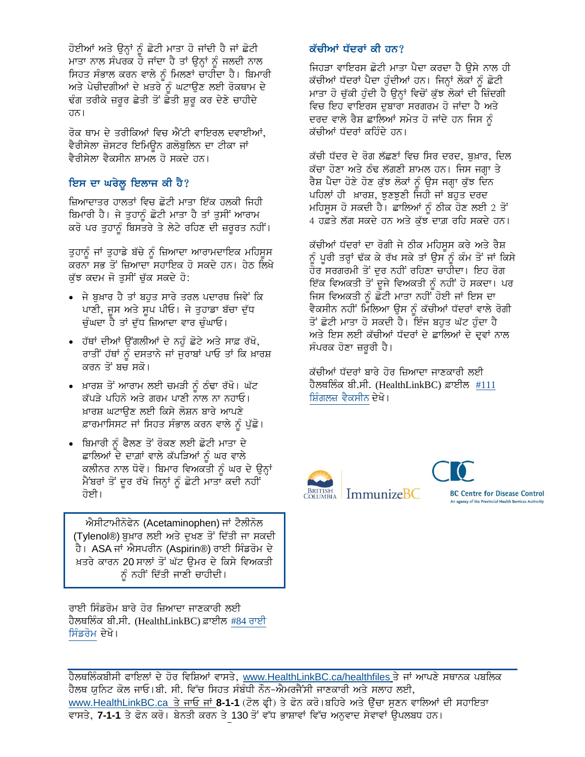ਹੋਈਆਂ ਅਤੇ ਉਨ੍ਹਾਂ ਨੂੰ ਛੋਟੀ ਮਾਤਾ ਹੋ ਜਾਂਦੀ ਹੈ ਜਾਂ ਛੋਟੀ ਮਾਤਾ ਨਾਲ ਸੰਪਰਕ ਹੋ ਜਾਂਦਾ ਹੈ ਤਾਂ ਉਨ੍ਹਾਂ ਨੂੰ ਜਲਦੀ ਨਾਲ ਸਿਹਤ ਸੰਭਾਲ ਕਰਨ ਵਾਲੇ ਨੂੰ ਮਿਲਣਾਂ ਚਾਹੀਦਾ ਹੈ। ਬਿਮਾਰੀ ਅਤੇ ਪੇਚੀਦਗੀਆਂ ਦੇ ਖ਼ਤਰੇ ਨੂੰ ਘਟਾਉਣ ਲਈ ਰੋਕਥਾਮ ਦੇ ਢੰਗ ਤਰੀਕੇ ਜ਼ਰੂਰ ਛੇਤੀ ਤੋਂ ਛੇਤੀ ਸ਼ੁਰੂ ਕਰ ਦੇਣੇ ਚਾਹੀਦੇ ਹਨ।

ਰੋਕ ਥਾਮ ਦੇ ਤਰੀਕਿਆਂ ਵਿਚ ਐਂਟੀ ਵਾਇਰਲ ਦਵਾਈਆਂ, ਵੈਰੀਸੇਲਾ ਜ਼ੋਸਟਰ ਇਮਿਊਨ ਗਲੋਬੂਲਿਨ ਦਾ ਟੀਕਾ ਜਾਂ ਵੈਰੀਸੇਲਾ ਵੈਕਸੀਨ ਸ਼ਾਮਲ ਹੋ ਸਕਦੇ ਹਨ।

## ਇਸ ਦਾ ਘਰੇਲੂ ਇਲਾਜ ਕੀ ਹੈ?

ਜ਼ਿਆਦਾਤਰ ਹਾਲਤਾਂ ਵਿਚ ਛੋਟੀ ਮਾਤਾ ਇੱਕ ਹਲਕੀ ਜਿਹੀ ਬਿਮਾਰੀ ਹੈ। ਜੇ ਤੁਹਾਨੂੰ ਛੋਟੀ ਮਾਤਾ ਹੈ ਤਾਂ ਤੁਸੀਂ ਆਰਾਮ ਕਰੋ ਪਰ ਤੁਹਾਨੂੰ ਬਿਸਤਰੇ ਤੇ ਲੇਟੇ ਰਹਿਣ ਦੀ ਜ਼ਰੂਰਤ ਨਹੀਂ।

ਤੁਹਾਨੂੰ ਜਾਂ ਤੁਹਾਡੇ ਬੱਚੇ ਨੂੰ ਜ਼ਿਆਦਾ ਆਰਾਮਦਾਇਕ ਮਹਿਸੂਸ ਕਰਨਾ ਸਭ ਤੋਂ ਜ਼ਿਆਦਾ ਸਹਾਇਕ ਹੋ ਸਕਦੇ ਹਨ। ਹੇਠ ਲਿਖੇ ਕੁੱਝ ਕਦਮ ਜੋ ਤੁਸੀਂ ਚੁੱਕ ਸਕਦੇ ਹੋ:

- ਜੇ ਬੁਖ਼ਾਰ ਹੈ ਤਾਂ ਬਹੁਤ ਸਾਰੇ ਤਰਲ ਪਦਾਰਥ ਜਿਵੇਂ ਕਿ ਪਾਣੀ, ਜੂਸ ਅਤੇ ਸੂਪ ਪੀਓ। ਜੇ ਤੁਹਾਡਾ ਬੱਚਾ ਦੁੱਧ ਚੁੰਘਦਾ ਹੈ ਤਾਂ ਦੁੱਧ ਜ਼ਿਆਦਾ ਵਾਰ ਚੁੰਘਾਓ।
- ਹੱਥਾਂ ਦੀਆਂ ਉਂਗਲੀਆਂ ਦੇ ਨਹੁੰ ਛੋਟੇ ਅਤੇ ਸਾਫ਼ ਰੱਖੋ, ਰਾਤੀਂ ਹੱਥਾਂ ਨੂੰ ਦਸਤਾਨੇ ਜਾਂ ਜੁਰਾਬਾਂ ਪਾਓ ਤਾਂ ਕਿ ਖ਼ਾਰਸ਼ ਕਰਨ ਤੋਂ ਬਚ ਸਕੋ।
- ਖ਼ਾਰਸ਼ ਤੋਂ ਆਰਾਮ ਲਈ ਚਮੜੀ ਨੂੰ ਠੰਢਾ ਰੱਖੋ। ਘੱਟ ਕੱਪੜੇ ਪਹਿਨੋ ਅਤੇ ਗਰਮ ਪਾਣੀ ਨਾਲ ਨਾ ਨਹਾਓ। ਖ਼ਾਰਸ਼ ਘਟਾਉਣ ਲਈ ਕਿਸੇ ਲੋਸ਼ਨ ਬਾਰੇ ਆਪਣੇ ਫ਼ਾਰਮਾਸਿਸਟ ਜਾਂ ਸਿਹਤ ਸੰਭਾਲ ਕਰਨ ਵਾਲੇ ਨੂੰ ਪੁੱਛੋ।
- ਬਿਮਾਰੀ ਨੂੰ ਫੈਲਣ ਤੋਂ ਰੋਕਣ ਲਈ ਛੋਟੀ ਮਾਤਾ ਦੇ ਛਾਲਿਆਂ ਦੇ ਦਾਗ਼ਾਂ ਵਾਲੇ ਕੱਪੜਿਆਂ ਨੂੰ ਘਰ ਵਾਲੇ ਕਲੀਨਰ ਨਾਲ ਧੋਵੋ। ਬਿਮਾਰ ਵਿਅਕਤੀ ਨੂੰ ਘਰ ਦੇ ਉਨ੍ਹਾਂ ਮੈਂਬਰਾਂ ਤੋਂ ਦੂਰ ਰੱਖੋ ਜਿਨ੍ਹਾਂ ਨੂੰ ਛੋਟੀ ਮਾਤਾ ਕਦੀ ਨਹੀਂ ਹੋਈ।

ਐਸੀਟਾਮੀਨੋਫੇਨ (Acetaminophen) ਜਾਂ ਟੈਲੀਨੋਲ (Tylenol®) ਬੁਖ਼ਾਰ ਲਈ ਅਤੇ ਦੁਖਣ ਤੋਂ ਦਿੱਤੀ ਜਾ ਸਕਦੀ ਹੈ। ASA ਜਾਂ ਐਸਪਰੀਨ (Aspirin®) ਰਾਈ ਸਿੰਡਰੋਮ ਦੇ ਖ਼ਤਰੇ ਕਾਰਨ 20 ਸਾਲਾਂ ਤੋਂ ਘੱਟ ਉਮਰ ਦੇ ਕਿਸੇ ਵਿਅਕਤੀ ਨੂੰ ਨਹੀਂ ਦਿੱਤੀ ਜਾਣੀ ਚਾਹੀਦੀ।

ਰਾਈ ਸਿੰਡਰੋਮ ਬਾਰੇ ਹੋਰ ਜ਼ਿਆਦਾ ਜਾਣਕਾਰੀ ਲਈ ਹੈਲਥਲਿੰਕ ਬੀ.ਸੀ. (HealthLinkBC) ਫ਼ਾਈਲ #84 ਰਾਈ ਸਿੰਡਰੋਮ ਦੇਖੋ।

## ਕੱਚੀਆਂ ਧੱਦਰਾਂ ਕੀ ਹਨ?

ਜਿਹੜਾ ਵਾਇਰਸ ਛੋਟੀ ਮਾਤਾ ਪੈਦਾ ਕਰਦਾ ਹੈ ਉਸੇ ਨਾਲ ਹੀ ਕੱਚੀਆਂ ਧੱਦਰਾਂ ਪੈਦਾ ਹੁੰਦੀਆਂ ਹਨ। ਜਿਨ੍ਹਾਂ ਲੋਕਾਂ ਨੂੰ ਛੋਟੀ ਮਾਤਾ ਹੋ ਚੁੱਕੀ ਹੁੰਦੀ ਹੈ ਉਨ੍ਹਾਂ ਵਿਚੋਂ ਕੁੱਝ ਲੋਕਾਂ ਦੀ ਜ਼ਿੰਦਗੀ ਵਿਚ ਇਹ ਵਾਇਰਸ ਦੁਬਾਰਾ ਸਰਗਰਮ ਹੋ ਜਾਂਦਾ ਹੈ ਅਤੇ ਦਰਦ ਵਾਲੇ ਰੈਸ਼ ਛਾਲਿਆਂ ਸਮੇਤ ਹੋ ਜਾਂਦੇ ਹਨ ਜਿਸ ਨੂੰ ਕੱਚੀਆਂ ਧੱਦਰਾਂ ਕਹਿੰਦੇ ਹਨ।

ਕੱਚੀ ਧੱਦਰ ਦੇ ਰੋਗ ਲੱਛਣਾਂ ਵਿਚ ਸਿਰ ਦਰਦ, ਬੁਖ਼ਾਰ, ਦਿਲ ਕੱਚਾ ਹੋਣਾ ਅਤੇ ਠੰਢ ਲੱਗਣੀ ਸ਼ਾਮਲ ਹਨ। ਜਿਸ ਜਗ੍ਹਾ ਤੇ ਰੈਸ਼ ਪੈਦਾ ਹੋਣੇ ਹੋਣ ਕੁੱਝ ਲੋਕਾਂ ਨੂੰ ਉਸ ਜਗ੍ਹਾ ਕੁੱਝ ਦਿਨ ਪਹਿਲਾਂ ਹੀ ਖ਼ਾਰਸ਼, ਝੁਣਝੁਣੀ ਜਿਹੀ ਜਾਂ ਬਹੁਤ ਦਰਦ ਮਹਿਸੂਸ ਹੋ ਸਕਦੀ ਹੈ। ਛਾਲਿਆਂ ਨੂੰ ਠੀਕ ਹੋਣ ਲਈ 2 ਤੋਂ 4 ਹਫ਼ਤੇ ਲੱਗ ਸਕਦੇ ਹਨ ਅਤੇ ਕੁੱਝ ਦਾਗ਼ ਰਹਿ ਸਕਦੇ ਹਨ।

ਕੱਚੀਆਂ ਧੱਦਰਾਂ ਦਾ ਰੋਗੀ ਜੇ ਠੀਕ ਮਹਿਸੂਸ ਕਰੇ ਅਤੇ ਰੈਸ਼ ਨੂੰ ਪੂਰੀ ਤਰ੍ਹਾਂ ਢੱਕ ਕੇ ਰੱਖ ਸਕੇ ਤਾਂ ਉਸ ਨੂੰ ਕੰਮ ਤੋਂ ਜਾਂ ਕਿਸੇ ਹੋਰ ਸਰਗਰਮੀ ਤੋਂ ਦੂਰ ਨਹੀਂ ਰਹਿਣਾ ਚਾਹੀਦਾ। ਇਹ ਰੋਗ ਇੱਕ ਵਿਅਕਤੀ ਤੋਂ ਦੂਜੇ ਵਿਅਕਤੀ ਨੂੰ ਨਹੀਂ ਹੋ ਸਕਦਾ। ਪਰ ਜਿਸ ਵਿਅਕਤੀ ਨੂੰ ਛੋਟੀ ਮਾਤਾ ਨਹੀਂ ਹੋਈ ਜਾਂ ਇਸ ਦਾ ਵੈਕਸੀਨ ਨਹੀਂ ਮਿਲਿਆ ਉਸ ਨੂੰ ਕੱਚੀਆਂ ਧੱਦਰਾਂ ਵਾਲੇ ਰੋਗੀ ਤੋਂ ਛੋਟੀ ਮਾਤਾ ਹੋ ਸਕਦੀ ਹੈ। ਇੰਜ ਬਹੁਤ ਘੱਟ ਹੁੰਦਾ ਹੈ ਅਤੇ ਇਸ ਲਈ ਕੱਚੀਆਂ ਧੱਦਰਾਂ ਦੇ ਛਾਲਿਆਂ ਦੇ ਦ੍ਰਵਾਂ ਨਾਲ ਸੰਪਰਕ ਹੋਣਾ ਜ਼ਰੂਰੀ ਹੈ।

ਕੱਚੀਆਂ ਧੱਦਰਾਂ ਬਾਰੇ ਹੋਰ ਜ਼ਿਆਦਾ ਜਾਣਕਾਰੀ ਲਈ ਹੈਲਥਲਿੰਕ ਬੀ.ਸੀ. (HealthLinkBC) ਫ਼ਾਈਲ #111 ਸ਼ਿੰਗਲਜ਼ ਵੈਕਸੀਨ ਦੇਖੋ।

BRITISH COLUMBIA ImmunizeBC

BC Centre for Disease Control
An agency of the Provincial Health Services Authority

ਹੈਲਥਲਿੰਕਬੀਸੀ ਫਾਇਲਾਂ ਦੇ ਹੋਰ ਵਿਸ਼ਿਆਂ ਵਾਸਤੇ, www.HealthLinkBC.ca/healthfiles ਤੇ ਜਾਂ ਆਪਣੇ ਸਥਾਨਕ ਪਬਲਿਕ ਹੈਲਥ ਯੂਨਿਟ ਕੋਲ ਜਾਓ।ਬੀ. ਸੀ. ਵਿੱਚ ਸਿਹਤ ਸੰਬੰਧੀ ਨੌਨ-ਐਮਰਜੈਂਸੀ ਜਾਣਕਾਰੀ ਅਤੇ ਸਲਾਹ ਲਈ, www.HealthLinkBC.ca ਤੇ ਜਾਓ ਜਾਂ **8-1-1** (ਟੋਲ ਫ੍ਰੀ) ਤੇ ਫੋਨ ਕਰੋ।ਬਹਿਰੇ ਅਤੇ ਉੱਚਾ ਸੁਣਨ ਵਾਲਿਆਂ ਦੀ ਸਹਾਇਤਾ ਵਾਸਤੇ, **7-1-1** ਤੇ ਫੋਨ ਕਰੋ। ਬੇਨਤੀ ਕਰਨ ਤੇ 130 ਤੋਂ ਵੱਧ ਭਾਸ਼ਾਵਾਂ ਵਿੱਚ ਅਨੁਵਾਦ ਸੇਵਾਵਾਂ ਉਪਲਬਧ ਹਨ।